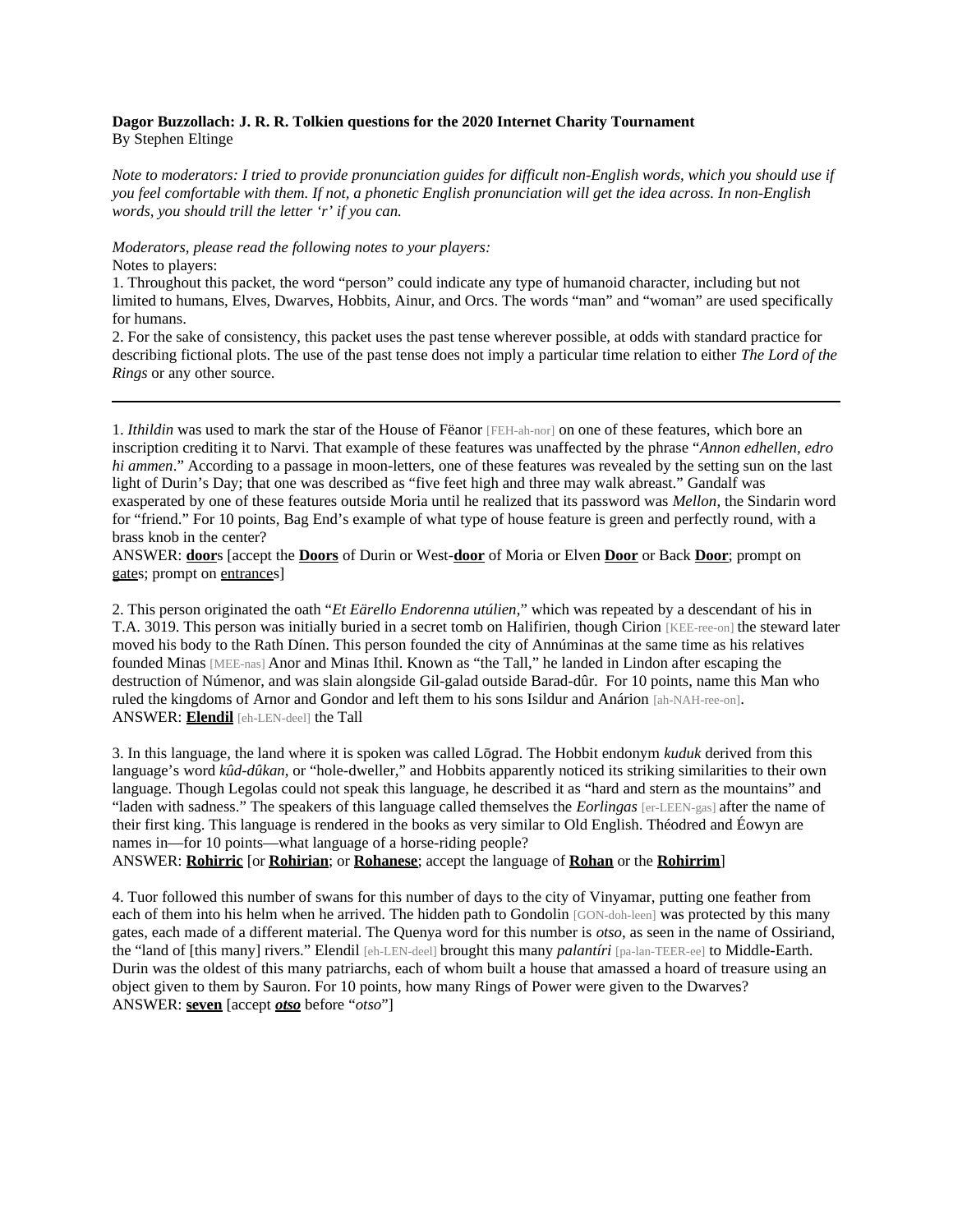**Dagor Buzzollach: J. R. R. Tolkien questions for the 2020 Internet Charity Tournament**
By Stephen Eltinge

*Note to moderators: I tried to provide pronunciation guides for difficult non-English words, which you should use if you feel comfortable with them. If not, a phonetic English pronunciation will get the idea across. In non-English words, you should trill the letter 'r' if you can.*

*Moderators, please read the following notes to your players:*
Notes to players:
1. Throughout this packet, the word "person" could indicate any type of humanoid character, including but not limited to humans, Elves, Dwarves, Hobbits, Ainur, and Orcs. The words "man" and "woman" are used specifically for humans.
2. For the sake of consistency, this packet uses the past tense wherever possible, at odds with standard practice for describing fictional plots. The use of the past tense does not imply a particular time relation to either *The Lord of the Rings* or any other source.

---

1. *Ithildin* was used to mark the star of the House of Fëanor [FEH-ah-nor] on one of these features, which bore an inscription crediting it to Narvi. That example of these features was unaffected by the phrase "*Annon edhellen, edro hi ammen*." According to a passage in moon-letters, one of these features was revealed by the setting sun on the last light of Durin's Day; that one was described as "five feet high and three may walk abreast." Gandalf was exasperated by one of these features outside Moria until he realized that its password was *Mellon*, the Sindarin word for "friend." For 10 points, Bag End's example of what type of house feature is green and perfectly round, with a brass knob in the center?
ANSWER: **door**s [accept the **Doors** of Durin or West-**door** of Moria or Elven **Door** or Back **Door**; prompt on gates; prompt on entrances]

2. This person originated the oath "*Et Eärello Endorenna utúlien*," which was repeated by a descendant of his in T.A. 3019. This person was initially buried in a secret tomb on Halifirien, though Cirion [KEE-ree-on] the steward later moved his body to the Rath Dínen. This person founded the city of Annúminas at the same time as his relatives founded Minas [MEE-nas] Anor and Minas Ithil. Known as "the Tall," he landed in Lindon after escaping the destruction of Númenor, and was slain alongside Gil-galad outside Barad-dûr. For 10 points, name this Man who ruled the kingdoms of Arnor and Gondor and left them to his sons Isildur and Anárion [ah-NAH-ree-on].
ANSWER: **Elendil** [eh-LEN-deel] the Tall

3. In this language, the land where it is spoken was called Lōgrad. The Hobbit endonym *kuduk* derived from this language's word *kûd-dûkan*, or "hole-dweller," and Hobbits apparently noticed its striking similarities to their own language. Though Legolas could not speak this language, he described it as "hard and stern as the mountains" and "laden with sadness." The speakers of this language called themselves the *Eorlingas* [er-LEEN-gas] after the name of their first king. This language is rendered in the books as very similar to Old English. Théodred and Éowyn are names in—for 10 points—what language of a horse-riding people?
ANSWER: **Rohirric** [or **Rohirian**; or **Rohanese**; accept the language of **Rohan** or the **Rohirrim**]

4. Tuor followed this number of swans for this number of days to the city of Vinyamar, putting one feather from each of them into his helm when he arrived. The hidden path to Gondolin [GON-doh-leen] was protected by this many gates, each made of a different material. The Quenya word for this number is *otso*, as seen in the name of Ossiriand, the "land of [this many] rivers." Elendil [eh-LEN-deel] brought this many *palantíri* [pa-lan-TEER-ee] to Middle-Earth. Durin was the oldest of this many patriarchs, each of whom built a house that amassed a hoard of treasure using an object given to them by Sauron. For 10 points, how many Rings of Power were given to the Dwarves?
ANSWER: **seven** [accept ***otso*** before "*otso*"]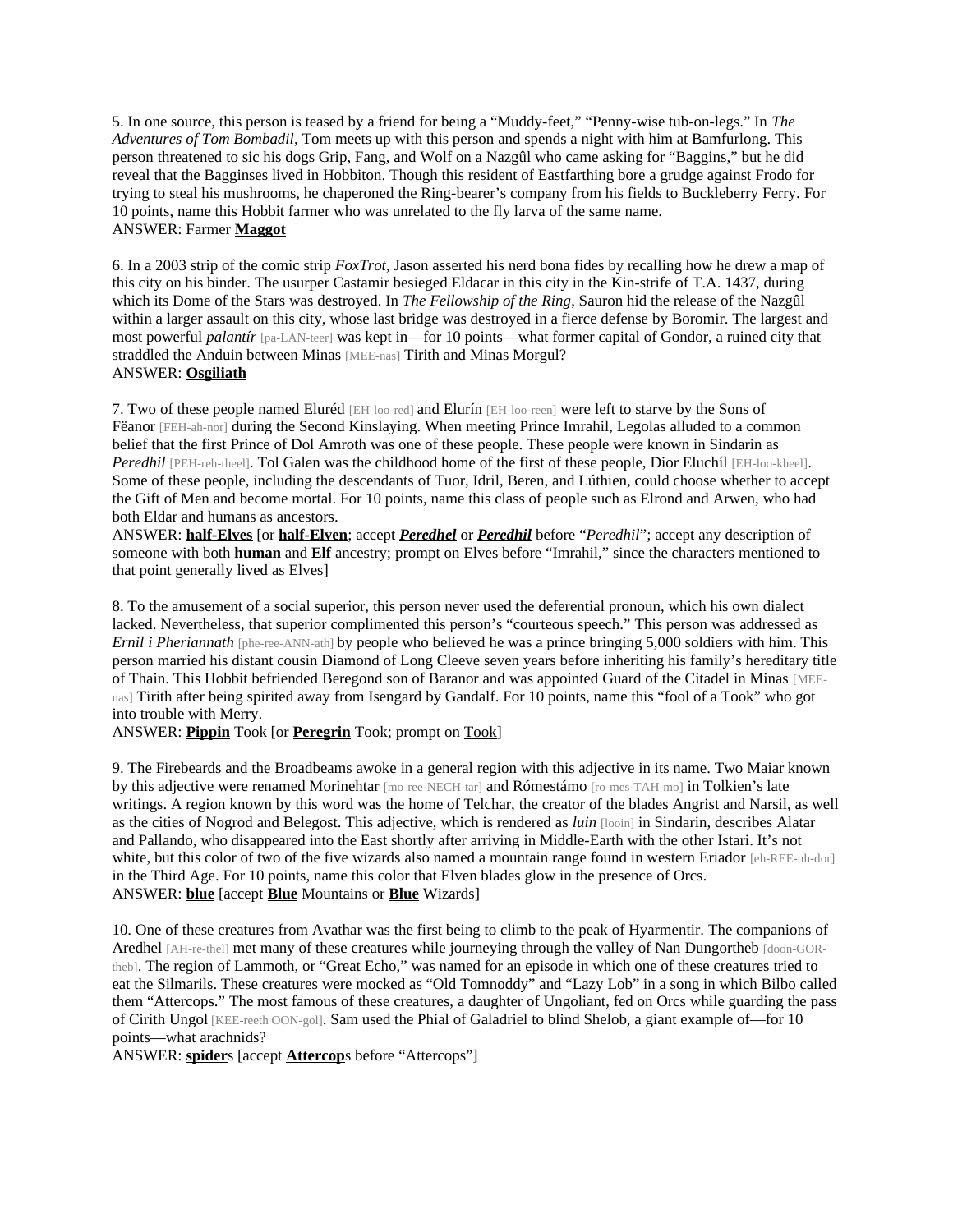5. In one source, this person is teased by a friend for being a “Muddy-feet,” “Penny-wise tub-on-legs.” In *The Adventures of Tom Bombadil*, Tom meets up with this person and spends a night with him at Bamfurlong. This person threatened to sic his dogs Grip, Fang, and Wolf on a Nazgûl who came asking for “Baggins,” but he did reveal that the Bagginses lived in Hobbiton. Though this resident of Eastfarthing bore a grudge against Frodo for trying to steal his mushrooms, he chaperoned the Ring-bearer’s company from his fields to Buckleberry Ferry. For 10 points, name this Hobbit farmer who was unrelated to the fly larva of the same name.
ANSWER: Farmer **Maggot**

6. In a 2003 strip of the comic strip *FoxTrot*, Jason asserted his nerd bona fides by recalling how he drew a map of this city on his binder. The usurper Castamir besieged Eldacar in this city in the Kin-strife of T.A. 1437, during which its Dome of the Stars was destroyed. In *The Fellowship of the Ring*, Sauron hid the release of the Nazgûl within a larger assault on this city, whose last bridge was destroyed in a fierce defense by Boromir. The largest and most powerful *palantír* [pa-LAN-teer] was kept in—for 10 points—what former capital of Gondor, a ruined city that straddled the Anduin between Minas [MEE-nas] Tirith and Minas Morgul?
ANSWER: **Osgiliath**

7. Two of these people named Eluréd [EH-loo-red] and Elurín [EH-loo-reen] were left to starve by the Sons of Fëanor [FEH-ah-nor] during the Second Kinslaying. When meeting Prince Imrahil, Legolas alluded to a common belief that the first Prince of Dol Amroth was one of these people. These people were known in Sindarin as *Peredhil* [PEH-reh-theel]. Tol Galen was the childhood home of the first of these people, Dior Eluchíl [EH-loo-kheel]. Some of these people, including the descendants of Tuor, Idril, Beren, and Lúthien, could choose whether to accept the Gift of Men and become mortal. For 10 points, name this class of people such as Elrond and Arwen, who had both Eldar and humans as ancestors.
ANSWER: **half-Elves** [or **half-Elven**; accept ***Peredhel*** or ***Peredhil*** before “*Peredhil*”; accept any description of someone with both **human** and **Elf** ancestry; prompt on Elves before “Imrahil,” since the characters mentioned to that point generally lived as Elves]

8. To the amusement of a social superior, this person never used the deferential pronoun, which his own dialect lacked. Nevertheless, that superior complimented this person’s “courteous speech.” This person was addressed as *Ernil i Pheriannath* [phe-ree-ANN-ath] by people who believed he was a prince bringing 5,000 soldiers with him. This person married his distant cousin Diamond of Long Cleeve seven years before inheriting his family’s hereditary title of Thain. This Hobbit befriended Beregond son of Baranor and was appointed Guard of the Citadel in Minas [MEE-nas] Tirith after being spirited away from Isengard by Gandalf. For 10 points, name this “fool of a Took” who got into trouble with Merry.
ANSWER: **Pippin** Took [or **Peregrin** Took; prompt on Took]

9. The Firebeards and the Broadbeams awoke in a general region with this adjective in its name. Two Maiar known by this adjective were renamed Morinehtar [mo-ree-NECH-tar] and Rómestámo [ro-mes-TAH-mo] in Tolkien’s late writings. A region known by this word was the home of Telchar, the creator of the blades Angrist and Narsil, as well as the cities of Nogrod and Belegost. This adjective, which is rendered as *luin* [looin] in Sindarin, describes Alatar and Pallando, who disappeared into the East shortly after arriving in Middle-Earth with the other Istari. It’s not white, but this color of two of the five wizards also named a mountain range found in western Eriador [eh-REE-uh-dor] in the Third Age. For 10 points, name this color that Elven blades glow in the presence of Orcs.
ANSWER: **blue** [accept **Blue** Mountains or **Blue** Wizards]

10. One of these creatures from Avathar was the first being to climb to the peak of Hyarmentir. The companions of Aredhel [AH-re-thel] met many of these creatures while journeying through the valley of Nan Dungortheb [doon-GOR-theb]. The region of Lammoth, or “Great Echo,” was named for an episode in which one of these creatures tried to eat the Silmarils. These creatures were mocked as “Old Tomnoddy” and “Lazy Lob” in a song in which Bilbo called them “Attercops.” The most famous of these creatures, a daughter of Ungoliant, fed on Orcs while guarding the pass of Cirith Ungol [KEE-reeth OON-gol]. Sam used the Phial of Galadriel to blind Shelob, a giant example of—for 10 points—what arachnids?
ANSWER: **spider**s [accept **Attercop**s before “Attercops”]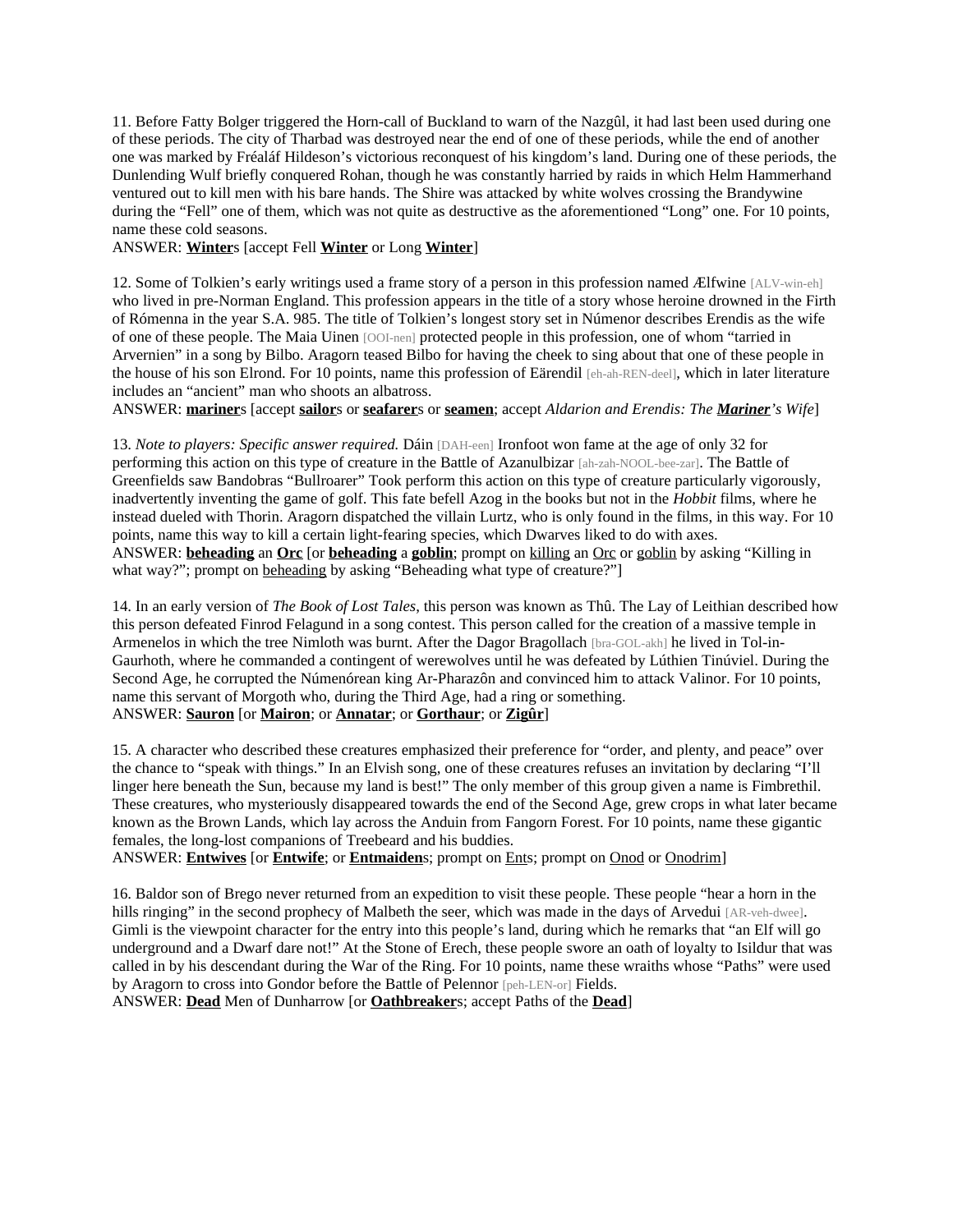11. Before Fatty Bolger triggered the Horn-call of Buckland to warn of the Nazgûl, it had last been used during one of these periods. The city of Tharbad was destroyed near the end of one of these periods, while the end of another one was marked by Fréaláf Hildeson's victorious reconquest of his kingdom's land. During one of these periods, the Dunlending Wulf briefly conquered Rohan, though he was constantly harried by raids in which Helm Hammerhand ventured out to kill men with his bare hands. The Shire was attacked by white wolves crossing the Brandywine during the "Fell" one of them, which was not quite as destructive as the aforementioned "Long" one. For 10 points, name these cold seasons.
ANSWER: **<u>Winter</u>**s [accept Fell **<u>Winter</u>** or Long **<u>Winter</u>**]

12. Some of Tolkien's early writings used a frame story of a person in this profession named Ælfwine [ALV-win-eh] who lived in pre-Norman England. This profession appears in the title of a story whose heroine drowned in the Firth of Rómenna in the year S.A. 985. The title of Tolkien's longest story set in Númenor describes Erendis as the wife of one of these people. The Maia Uinen [OOI-nen] protected people in this profession, one of whom "tarried in Arvernien" in a song by Bilbo. Aragorn teased Bilbo for having the cheek to sing about that one of these people in the house of his son Elrond. For 10 points, name this profession of Eärendil [eh-ah-REN-deel], which in later literature includes an "ancient" man who shoots an albatross.
ANSWER: **<u>mariner</u>**s [accept **<u>sailor</u>**s or **<u>seafarer</u>**s or **<u>seamen</u>**; accept *Aldarion and Erendis: The **<u>Mariner</u>**'s Wife*]

13. *Note to players: Specific answer required.* Dáin [DAH-een] Ironfoot won fame at the age of only 32 for performing this action on this type of creature in the Battle of Azanulbizar [ah-zah-NOOL-bee-zar]. The Battle of Greenfields saw Bandobras "Bullroarer" Took perform this action on this type of creature particularly vigorously, inadvertently inventing the game of golf. This fate befell Azog in the books but not in the *Hobbit* films, where he instead dueled with Thorin. Aragorn dispatched the villain Lurtz, who is only found in the films, in this way. For 10 points, name this way to kill a certain light-fearing species, which Dwarves liked to do with axes.
ANSWER: **<u>beheading</u>** an **<u>Orc</u>** [or **<u>beheading</u>** a **<u>goblin</u>**; prompt on <u>killing</u> an <u>Orc</u> or <u>goblin</u> by asking "Killing in what way?"; prompt on <u>beheading</u> by asking "Beheading what type of creature?"]

14. In an early version of *The Book of Lost Tales*, this person was known as Thû. The Lay of Leithian described how this person defeated Finrod Felagund in a song contest. This person called for the creation of a massive temple in Armenelos in which the tree Nimloth was burnt. After the Dagor Bragollach [bra-GOL-akh] he lived in Tol-in-Gaurhoth, where he commanded a contingent of werewolves until he was defeated by Lúthien Tinúviel. During the Second Age, he corrupted the Númenórean king Ar-Pharazôn and convinced him to attack Valinor. For 10 points, name this servant of Morgoth who, during the Third Age, had a ring or something.
ANSWER: **<u>Sauron</u>** [or **<u>Mairon</u>**; or **<u>Annatar</u>**; or **<u>Gorthaur</u>**; or **<u>Zigûr</u>**]

15. A character who described these creatures emphasized their preference for "order, and plenty, and peace" over the chance to "speak with things." In an Elvish song, one of these creatures refuses an invitation by declaring "I'll linger here beneath the Sun, because my land is best!" The only member of this group given a name is Fimbrethil. These creatures, who mysteriously disappeared towards the end of the Second Age, grew crops in what later became known as the Brown Lands, which lay across the Anduin from Fangorn Forest. For 10 points, name these gigantic females, the long-lost companions of Treebeard and his buddies.
ANSWER: **<u>Entwives</u>** [or **<u>Entwife</u>**; or **<u>Entmaiden</u>**s; prompt on <u>Ent</u>s; prompt on <u>Onod</u> or <u>Onodrim</u>]

16. Baldor son of Brego never returned from an expedition to visit these people. These people "hear a horn in the hills ringing" in the second prophecy of Malbeth the seer, which was made in the days of Arvedui [AR-veh-dwee]. Gimli is the viewpoint character for the entry into this people's land, during which he remarks that "an Elf will go underground and a Dwarf dare not!" At the Stone of Erech, these people swore an oath of loyalty to Isildur that was called in by his descendant during the War of the Ring. For 10 points, name these wraiths whose "Paths" were used by Aragorn to cross into Gondor before the Battle of Pelennor [peh-LEN-or] Fields.
ANSWER: **<u>Dead</u>** Men of Dunharrow [or **<u>Oathbreaker</u>**s; accept Paths of the **<u>Dead</u>**]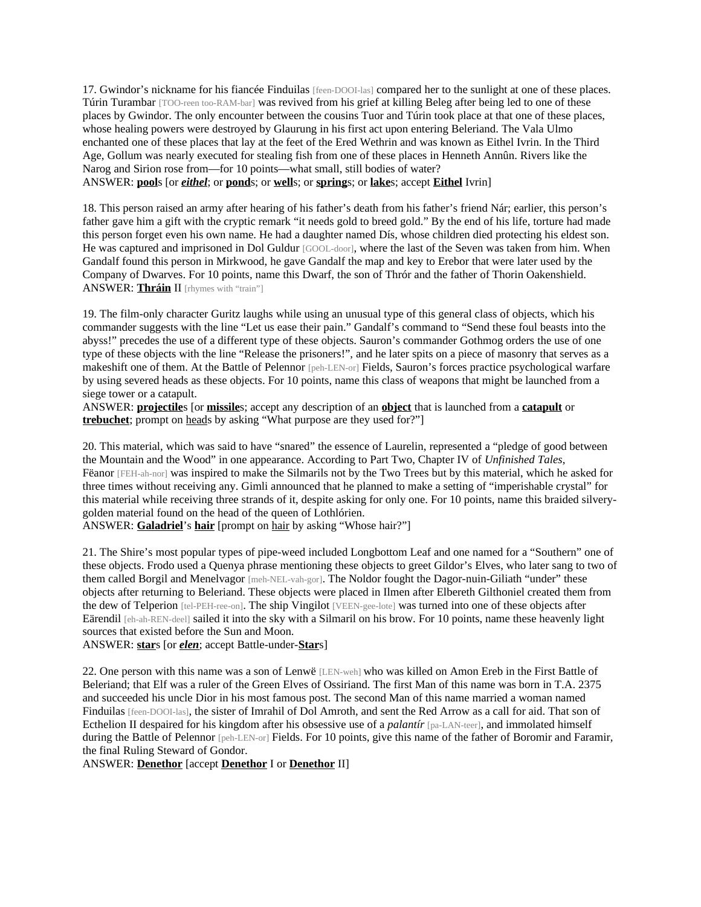17. Gwindor's nickname for his fiancée Finduilas [feen-DOOI-las] compared her to the sunlight at one of these places. Túrin Turambar [TOO-reen too-RAM-bar] was revived from his grief at killing Beleg after being led to one of these places by Gwindor. The only encounter between the cousins Tuor and Túrin took place at that one of these places, whose healing powers were destroyed by Glaurung in his first act upon entering Beleriand. The Vala Ulmo enchanted one of these places that lay at the feet of the Ered Wethrin and was known as Eithel Ivrin. In the Third Age, Gollum was nearly executed for stealing fish from one of these places in Henneth Annûn. Rivers like the Narog and Sirion rose from—for 10 points—what small, still bodies of water?
ANSWER: **pool**s [or ***eithel***; or **pond**s; or **well**s; or **spring**s; or **lake**s; accept **Eithel** Ivrin]

18. This person raised an army after hearing of his father's death from his father's friend Nár; earlier, this person's father gave him a gift with the cryptic remark "it needs gold to breed gold." By the end of his life, torture had made this person forget even his own name. He had a daughter named Dís, whose children died protecting his eldest son. He was captured and imprisoned in Dol Guldur [GOOL-door], where the last of the Seven was taken from him. When Gandalf found this person in Mirkwood, he gave Gandalf the map and key to Erebor that were later used by the Company of Dwarves. For 10 points, name this Dwarf, the son of Thrór and the father of Thorin Oakenshield.
ANSWER: **Thráin** II [rhymes with "train"]

19. The film-only character Guritz laughs while using an unusual type of this general class of objects, which his commander suggests with the line "Let us ease their pain." Gandalf's command to "Send these foul beasts into the abyss!" precedes the use of a different type of these objects. Sauron's commander Gothmog orders the use of one type of these objects with the line "Release the prisoners!", and he later spits on a piece of masonry that serves as a makeshift one of them. At the Battle of Pelennor [peh-LEN-or] Fields, Sauron's forces practice psychological warfare by using severed heads as these objects. For 10 points, name this class of weapons that might be launched from a siege tower or a catapult.
ANSWER: **projectile**s [or **missile**s; accept any description of an **object** that is launched from a **catapult** or **trebuchet**; prompt on heads by asking "What purpose are they used for?"]

20. This material, which was said to have "snared" the essence of Laurelin, represented a "pledge of good between the Mountain and the Wood" in one appearance. According to Part Two, Chapter IV of *Unfinished Tales*, Fëanor [FEH-ah-nor] was inspired to make the Silmarils not by the Two Trees but by this material, which he asked for three times without receiving any. Gimli announced that he planned to make a setting of "imperishable crystal" for this material while receiving three strands of it, despite asking for only one. For 10 points, name this braided silvery-golden material found on the head of the queen of Lothlórien.
ANSWER: **Galadriel**'s **hair** [prompt on hair by asking "Whose hair?"]

21. The Shire's most popular types of pipe-weed included Longbottom Leaf and one named for a "Southern" one of these objects. Frodo used a Quenya phrase mentioning these objects to greet Gildor's Elves, who later sang to two of them called Borgil and Menelvagor [meh-NEL-vah-gor]. The Noldor fought the Dagor-nuin-Giliath "under" these objects after returning to Beleriand. These objects were placed in Ilmen after Elbereth Gilthoniel created them from the dew of Telperion [tel-PEH-ree-on]. The ship Vingilot [VEEN-gee-lote] was turned into one of these objects after Eärendil [eh-ah-REN-deel] sailed it into the sky with a Silmaril on his brow. For 10 points, name these heavenly light sources that existed before the Sun and Moon.
ANSWER: **star**s [or ***elen***; accept Battle-under-**Star**s]

22. One person with this name was a son of Lenwë [LEN-weh] who was killed on Amon Ereb in the First Battle of Beleriand; that Elf was a ruler of the Green Elves of Ossiriand. The first Man of this name was born in T.A. 2375 and succeeded his uncle Dior in his most famous post. The second Man of this name married a woman named Finduilas [feen-DOOI-las], the sister of Imrahil of Dol Amroth, and sent the Red Arrow as a call for aid. That son of Ecthelion II despaired for his kingdom after his obsessive use of a *palantír* [pa-LAN-teer], and immolated himself during the Battle of Pelennor [peh-LEN-or] Fields. For 10 points, give this name of the father of Boromir and Faramir, the final Ruling Steward of Gondor.
ANSWER: **Denethor** [accept **Denethor** I or **Denethor** II]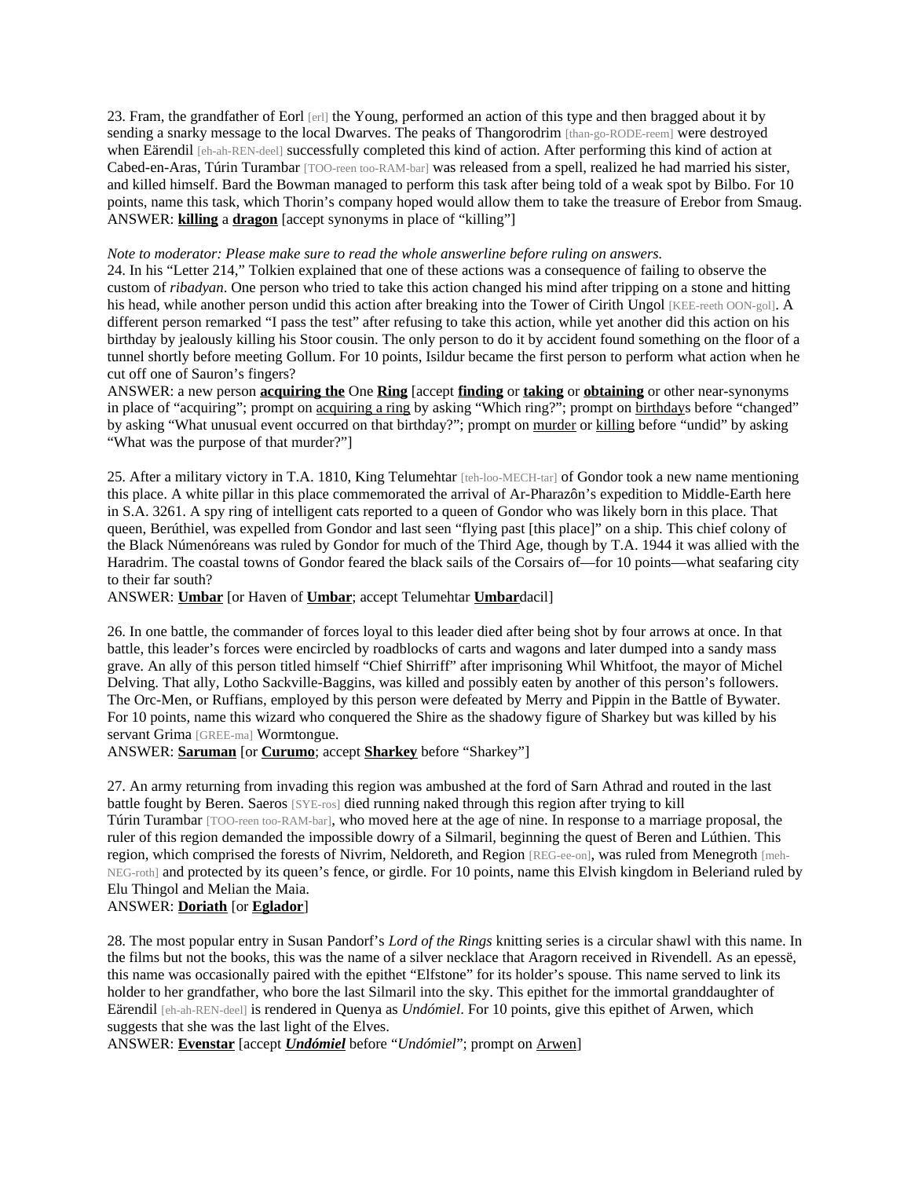23. Fram, the grandfather of Eorl [erl] the Young, performed an action of this type and then bragged about it by sending a snarky message to the local Dwarves. The peaks of Thangorodrim [than-go-RODE-reem] were destroyed when Eärendil [eh-ah-REN-deel] successfully completed this kind of action. After performing this kind of action at Cabed-en-Aras, Túrin Turambar [TOO-reen too-RAM-bar] was released from a spell, realized he had married his sister, and killed himself. Bard the Bowman managed to perform this task after being told of a weak spot by Bilbo. For 10 points, name this task, which Thorin's company hoped would allow them to take the treasure of Erebor from Smaug.
ANSWER: **killing** a **dragon** [accept synonyms in place of "killing"]

*Note to moderator: Please make sure to read the whole answerline before ruling on answers.*
24. In his "Letter 214," Tolkien explained that one of these actions was a consequence of failing to observe the custom of *ribadyan*. One person who tried to take this action changed his mind after tripping on a stone and hitting his head, while another person undid this action after breaking into the Tower of Cirith Ungol [KEE-reeth OON-gol]. A different person remarked "I pass the test" after refusing to take this action, while yet another did this action on his birthday by jealously killing his Stoor cousin. The only person to do it by accident found something on the floor of a tunnel shortly before meeting Gollum. For 10 points, Isildur became the first person to perform what action when he cut off one of Sauron's fingers?
ANSWER: a new person **acquiring the** One **Ring** [accept **finding** or **taking** or **obtaining** or other near-synonyms in place of "acquiring"; prompt on acquiring a ring by asking "Which ring?"; prompt on birthdays before "changed" by asking "What unusual event occurred on that birthday?"; prompt on murder or killing before "undid" by asking "What was the purpose of that murder?"]

25. After a military victory in T.A. 1810, King Telumehtar [teh-loo-MECH-tar] of Gondor took a new name mentioning this place. A white pillar in this place commemorated the arrival of Ar-Pharazôn's expedition to Middle-Earth here in S.A. 3261. A spy ring of intelligent cats reported to a queen of Gondor who was likely born in this place. That queen, Berúthiel, was expelled from Gondor and last seen "flying past [this place]" on a ship. This chief colony of the Black Númenóreans was ruled by Gondor for much of the Third Age, though by T.A. 1944 it was allied with the Haradrim. The coastal towns of Gondor feared the black sails of the Corsairs of—for 10 points—what seafaring city to their far south?
ANSWER: **Umbar** [or Haven of **Umbar**; accept Telumehtar **Umbar**dacil]

26. In one battle, the commander of forces loyal to this leader died after being shot by four arrows at once. In that battle, this leader's forces were encircled by roadblocks of carts and wagons and later dumped into a sandy mass grave. An ally of this person titled himself "Chief Shirriff" after imprisoning Whil Whitfoot, the mayor of Michel Delving. That ally, Lotho Sackville-Baggins, was killed and possibly eaten by another of this person's followers. The Orc-Men, or Ruffians, employed by this person were defeated by Merry and Pippin in the Battle of Bywater. For 10 points, name this wizard who conquered the Shire as the shadowy figure of Sharkey but was killed by his servant Grima [GREE-ma] Wormtongue.
ANSWER: **Saruman** [or **Curumo**; accept **Sharkey** before "Sharkey"]

27. An army returning from invading this region was ambushed at the ford of Sarn Athrad and routed in the last battle fought by Beren. Saeros [SYE-ros] died running naked through this region after trying to kill Túrin Turambar [TOO-reen too-RAM-bar], who moved here at the age of nine. In response to a marriage proposal, the ruler of this region demanded the impossible dowry of a Silmaril, beginning the quest of Beren and Lúthien. This region, which comprised the forests of Nivrim, Neldoreth, and Region [REG-ee-on], was ruled from Menegroth [meh-NEG-roth] and protected by its queen's fence, or girdle. For 10 points, name this Elvish kingdom in Beleriand ruled by Elu Thingol and Melian the Maia.
ANSWER: **Doriath** [or **Eglador**]

28. The most popular entry in Susan Pandorf's *Lord of the Rings* knitting series is a circular shawl with this name. In the films but not the books, this was the name of a silver necklace that Aragorn received in Rivendell. As an epessë, this name was occasionally paired with the epithet "Elfstone" for its holder's spouse. This name served to link its holder to her grandfather, who bore the last Silmaril into the sky. This epithet for the immortal granddaughter of Eärendil [eh-ah-REN-deel] is rendered in Quenya as *Undómiel*. For 10 points, give this epithet of Arwen, which suggests that she was the last light of the Elves.
ANSWER: **Evenstar** [accept ***Undómiel*** before "*Undómiel*"; prompt on Arwen]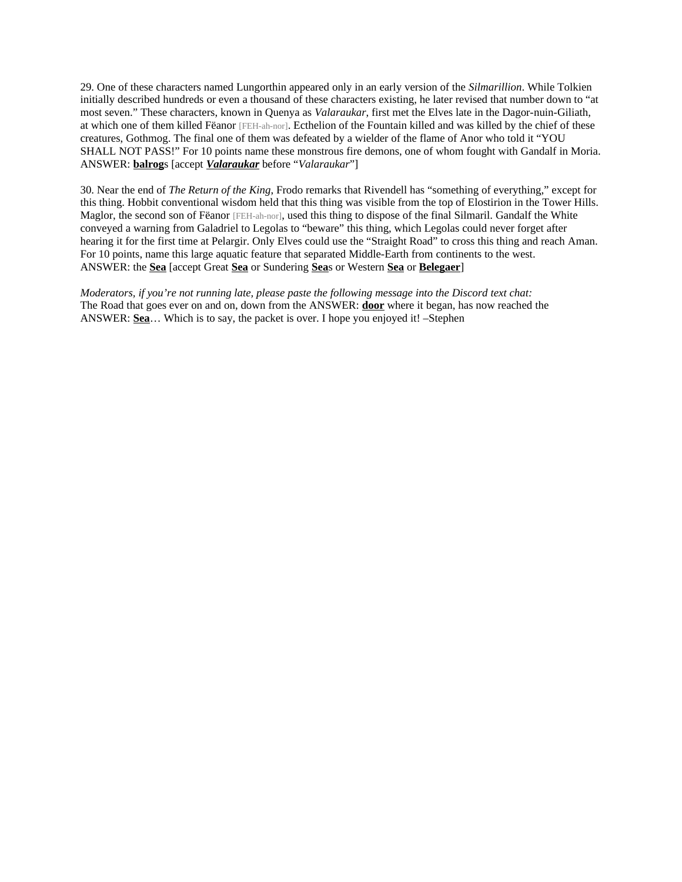29. One of these characters named Lungorthin appeared only in an early version of the *Silmarillion*. While Tolkien initially described hundreds or even a thousand of these characters existing, he later revised that number down to “at most seven.” These characters, known in Quenya as *Valaraukar*, first met the Elves late in the Dagor-nuin-Giliath, at which one of them killed Fëanor [FEH-ah-nor]. Ecthelion of the Fountain killed and was killed by the chief of these creatures, Gothmog. The final one of them was defeated by a wielder of the flame of Anor who told it “YOU SHALL NOT PASS!” For 10 points name these monstrous fire demons, one of whom fought with Gandalf in Moria.
ANSWER: **<u>balrog</u>**s [accept ***<u>Valaraukar</u>*** before “*Valaraukar*”]

30. Near the end of *The Return of the King*, Frodo remarks that Rivendell has “something of everything,” except for this thing. Hobbit conventional wisdom held that this thing was visible from the top of Elostirion in the Tower Hills. Maglor, the second son of Fëanor [FEH-ah-nor], used this thing to dispose of the final Silmaril. Gandalf the White conveyed a warning from Galadriel to Legolas to “beware” this thing, which Legolas could never forget after hearing it for the first time at Pelargir. Only Elves could use the “Straight Road” to cross this thing and reach Aman. For 10 points, name this large aquatic feature that separated Middle-Earth from continents to the west.
ANSWER: the **<u>Sea</u>** [accept Great **<u>Sea</u>** or Sundering **<u>Sea</u>**s or Western **<u>Sea</u>** or **<u>Belegaer</u>**]

*Moderators, if you’re not running late, please paste the following message into the Discord text chat:*
The Road that goes ever on and on, down from the ANSWER: **<u>door</u>** where it began, has now reached the ANSWER: **<u>Sea</u>**… Which is to say, the packet is over. I hope you enjoyed it! –Stephen